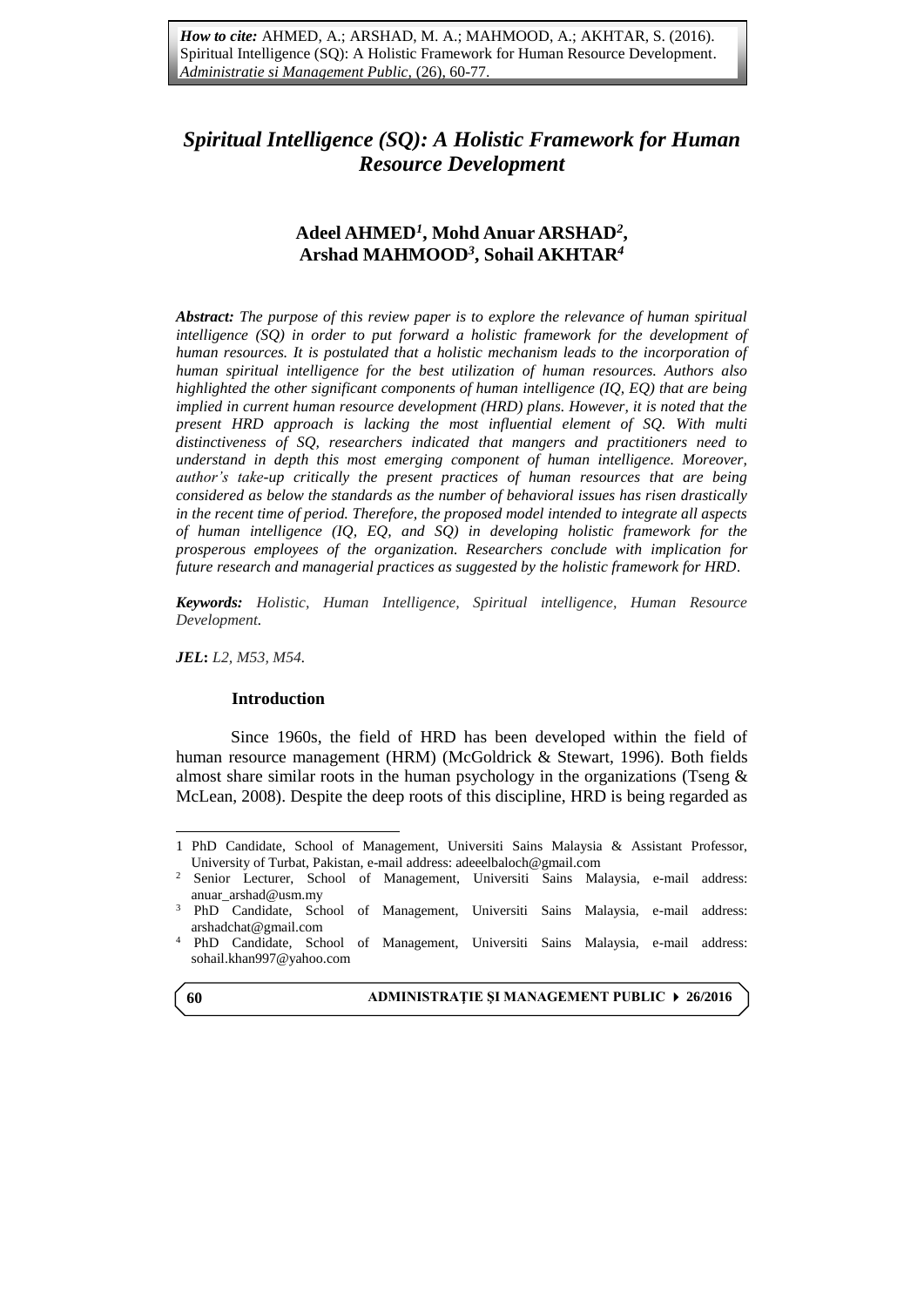*How to cite:* AHMED, A.; ARSHAD, M. A.; MAHMOOD, A.; AKHTAR, S. (2016). Spiritual Intelligence (SQ): A Holistic Framework for Human Resource Development. *Administratie si Management Public*, (26), 60-77.

# *Spiritual Intelligence (SQ): A Holistic Framework for Human Resource Development*

**Adeel AHMED[1], Mohd Anuar ARSHAD[2], Arshad MAHMOOD[3], Sohail AKHTAR[4]**

***Abstract:*** *The purpose of this review paper is to explore the relevance of human spiritual intelligence (SQ) in order to put forward a holistic framework for the development of human resources. It is postulated that a holistic mechanism leads to the incorporation of human spiritual intelligence for the best utilization of human resources. Authors also highlighted the other significant components of human intelligence (IQ, EQ) that are being implied in current human resource development (HRD) plans. However, it is noted that the present HRD approach is lacking the most influential element of SQ. With multi distinctiveness of SQ, researchers indicated that mangers and practitioners need to understand in depth this most emerging component of human intelligence. Moreover, author's take-up critically the present practices of human resources that are being considered as below the standards as the number of behavioral issues has risen drastically in the recent time of period. Therefore, the proposed model intended to integrate all aspects of human intelligence (IQ, EQ, and SQ) in developing holistic framework for the prosperous employees of the organization. Researchers conclude with implication for future research and managerial practices as suggested by the holistic framework for HRD.*

***Keywords:*** *Holistic, Human Intelligence, Spiritual intelligence, Human Resource Development.*

***JEL*****:** *L2, M53, M54.*

## Introduction

Since 1960s, the field of HRD has been developed within the field of human resource management (HRM) (McGoldrick & Stewart, 1996). Both fields almost share similar roots in the human psychology in the organizations (Tseng & McLean, 2008). Despite the deep roots of this discipline, HRD is being regarded as

---

1 PhD Candidate, School of Management, Universiti Sains Malaysia & Assistant Professor, University of Turbat, Pakistan, e-mail address: adeeelbaloch@gmail.com

2 Senior Lecturer, School of Management, Universiti Sains Malaysia, e-mail address: anuar_arshad@usm.my

3 PhD Candidate, School of Management, Universiti Sains Malaysia, e-mail address: arshadchat@gmail.com

4 PhD Candidate, School of Management, Universiti Sains Malaysia, e-mail address: sohail.khan997@yahoo.com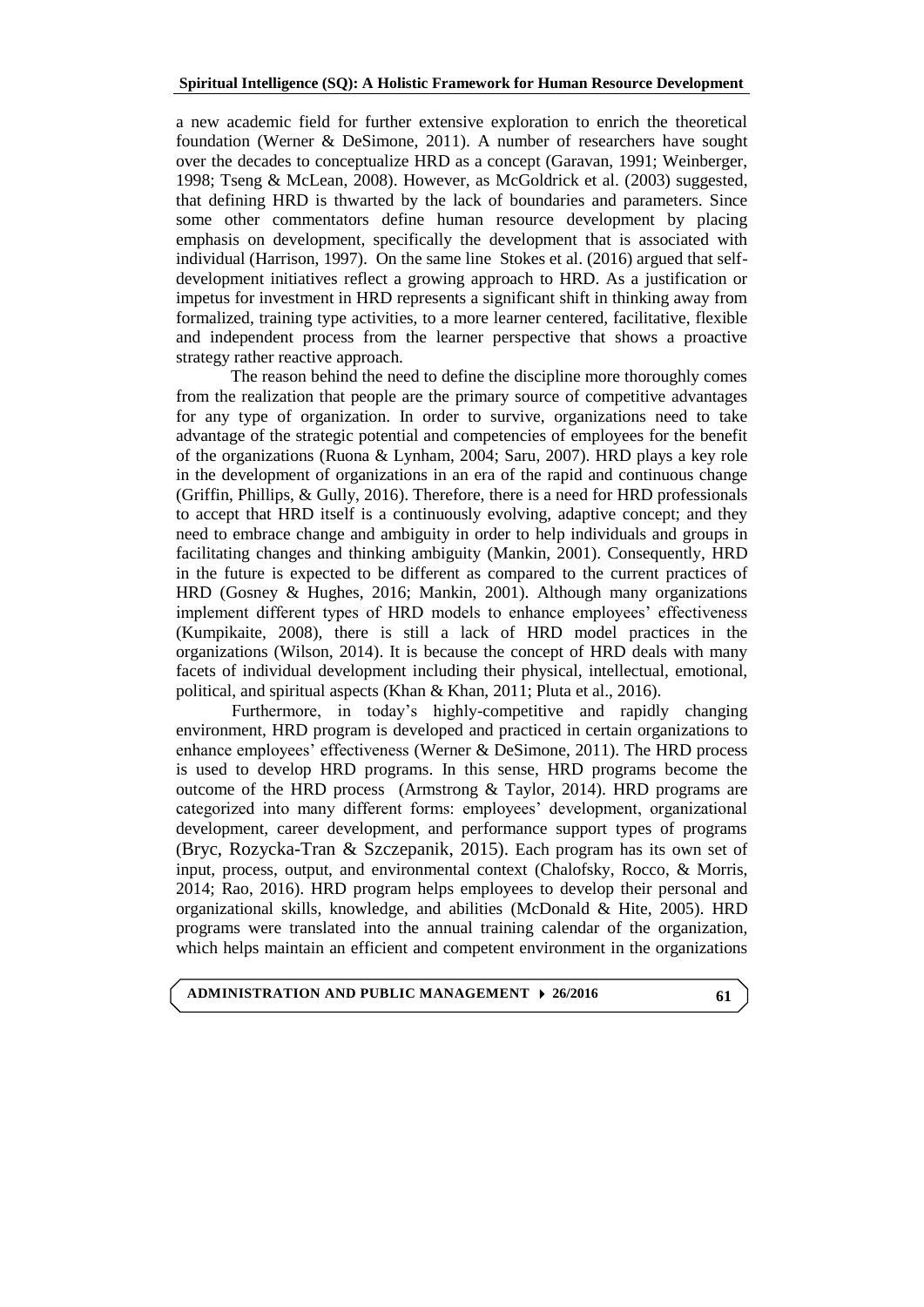a new academic field for further extensive exploration to enrich the theoretical foundation (Werner & DeSimone, 2011). A number of researchers have sought over the decades to conceptualize HRD as a concept (Garavan, 1991; Weinberger, 1998; Tseng & McLean, 2008). However, as McGoldrick et al. (2003) suggested, that defining HRD is thwarted by the lack of boundaries and parameters. Since some other commentators define human resource development by placing emphasis on development, specifically the development that is associated with individual (Harrison, 1997). On the same line Stokes et al. (2016) argued that self-development initiatives reflect a growing approach to HRD. As a justification or impetus for investment in HRD represents a significant shift in thinking away from formalized, training type activities, to a more learner centered, facilitative, flexible and independent process from the learner perspective that shows a proactive strategy rather reactive approach.

The reason behind the need to define the discipline more thoroughly comes from the realization that people are the primary source of competitive advantages for any type of organization. In order to survive, organizations need to take advantage of the strategic potential and competencies of employees for the benefit of the organizations (Ruona & Lynham, 2004; Saru, 2007). HRD plays a key role in the development of organizations in an era of the rapid and continuous change (Griffin, Phillips, & Gully, 2016). Therefore, there is a need for HRD professionals to accept that HRD itself is a continuously evolving, adaptive concept; and they need to embrace change and ambiguity in order to help individuals and groups in facilitating changes and thinking ambiguity (Mankin, 2001). Consequently, HRD in the future is expected to be different as compared to the current practices of HRD (Gosney & Hughes, 2016; Mankin, 2001). Although many organizations implement different types of HRD models to enhance employees' effectiveness (Kumpikaite, 2008), there is still a lack of HRD model practices in the organizations (Wilson, 2014). It is because the concept of HRD deals with many facets of individual development including their physical, intellectual, emotional, political, and spiritual aspects (Khan & Khan, 2011; Pluta et al., 2016).

Furthermore, in today's highly-competitive and rapidly changing environment, HRD program is developed and practiced in certain organizations to enhance employees' effectiveness (Werner & DeSimone, 2011). The HRD process is used to develop HRD programs. In this sense, HRD programs become the outcome of the HRD process (Armstrong & Taylor, 2014). HRD programs are categorized into many different forms: employees' development, organizational development, career development, and performance support types of programs (Bryc, Rozycka-Tran & Szczepanik, 2015). Each program has its own set of input, process, output, and environmental context (Chalofsky, Rocco, & Morris, 2014; Rao, 2016). HRD program helps employees to develop their personal and organizational skills, knowledge, and abilities (McDonald & Hite, 2005). HRD programs were translated into the annual training calendar of the organization, which helps maintain an efficient and competent environment in the organizations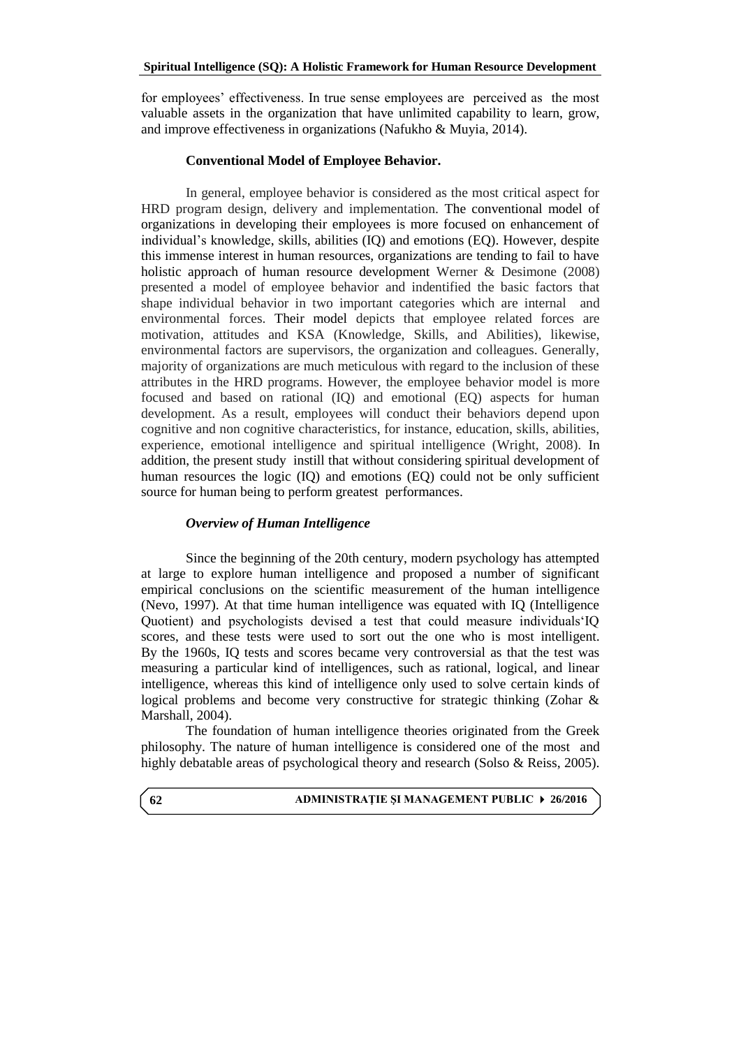for employees' effectiveness. In true sense employees are perceived as the most valuable assets in the organization that have unlimited capability to learn, grow, and improve effectiveness in organizations (Nafukho & Muyia, 2014).

### Conventional Model of Employee Behavior.

In general, employee behavior is considered as the most critical aspect for HRD program design, delivery and implementation. The conventional model of organizations in developing their employees is more focused on enhancement of individual's knowledge, skills, abilities (IQ) and emotions (EQ). However, despite this immense interest in human resources, organizations are tending to fail to have holistic approach of human resource development Werner & Desimone (2008) presented a model of employee behavior and indentified the basic factors that shape individual behavior in two important categories which are internal and environmental forces. Their model depicts that employee related forces are motivation, attitudes and KSA (Knowledge, Skills, and Abilities), likewise, environmental factors are supervisors, the organization and colleagues. Generally, majority of organizations are much meticulous with regard to the inclusion of these attributes in the HRD programs. However, the employee behavior model is more focused and based on rational (IQ) and emotional (EQ) aspects for human development. As a result, employees will conduct their behaviors depend upon cognitive and non cognitive characteristics, for instance, education, skills, abilities, experience, emotional intelligence and spiritual intelligence (Wright, 2008). In addition, the present study instill that without considering spiritual development of human resources the logic (IQ) and emotions (EQ) could not be only sufficient source for human being to perform greatest performances.

### *Overview of Human Intelligence*

Since the beginning of the 20th century, modern psychology has attempted at large to explore human intelligence and proposed a number of significant empirical conclusions on the scientific measurement of the human intelligence (Nevo, 1997). At that time human intelligence was equated with IQ (Intelligence Quotient) and psychologists devised a test that could measure individuals'IQ scores, and these tests were used to sort out the one who is most intelligent. By the 1960s, IQ tests and scores became very controversial as that the test was measuring a particular kind of intelligences, such as rational, logical, and linear intelligence, whereas this kind of intelligence only used to solve certain kinds of logical problems and become very constructive for strategic thinking (Zohar & Marshall, 2004).

The foundation of human intelligence theories originated from the Greek philosophy. The nature of human intelligence is considered one of the most and highly debatable areas of psychological theory and research (Solso & Reiss, 2005).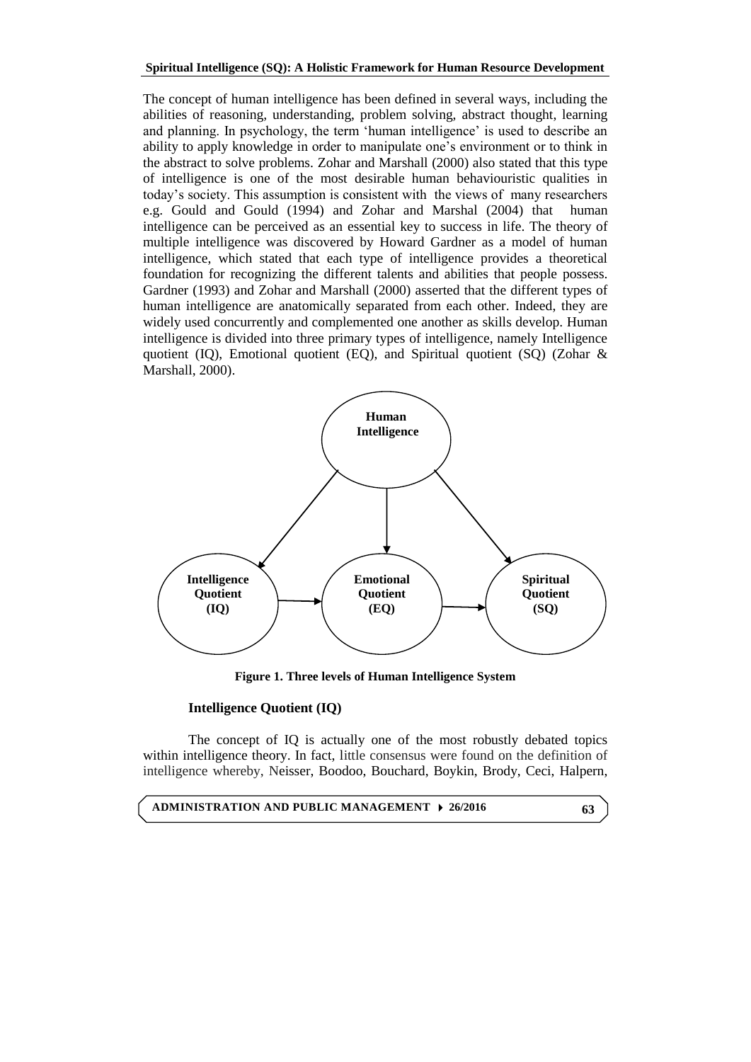The concept of human intelligence has been defined in several ways, including the abilities of reasoning, understanding, problem solving, abstract thought, learning and planning. In psychology, the term 'human intelligence' is used to describe an ability to apply knowledge in order to manipulate one's environment or to think in the abstract to solve problems. Zohar and Marshall (2000) also stated that this type of intelligence is one of the most desirable human behaviouristic qualities in today's society. This assumption is consistent with the views of many researchers e.g. Gould and Gould (1994) and Zohar and Marshal (2004) that human intelligence can be perceived as an essential key to success in life. The theory of multiple intelligence was discovered by Howard Gardner as a model of human intelligence, which stated that each type of intelligence provides a theoretical foundation for recognizing the different talents and abilities that people possess. Gardner (1993) and Zohar and Marshall (2000) asserted that the different types of human intelligence are anatomically separated from each other. Indeed, they are widely used concurrently and complemented one another as skills develop. Human intelligence is divided into three primary types of intelligence, namely Intelligence quotient (IQ), Emotional quotient (EQ), and Spiritual quotient (SQ) (Zohar & Marshall, 2000).

Human Intelligence

Intelligence Quotient (IQ) — Emotional Quotient (EQ) — Spiritual Quotient (SQ)

**Figure 1. Three levels of Human Intelligence System**

### Intelligence Quotient (IQ)

The concept of IQ is actually one of the most robustly debated topics within intelligence theory. In fact, little consensus were found on the definition of intelligence whereby, Neisser, Boodoo, Bouchard, Boykin, Brody, Ceci, Halpern,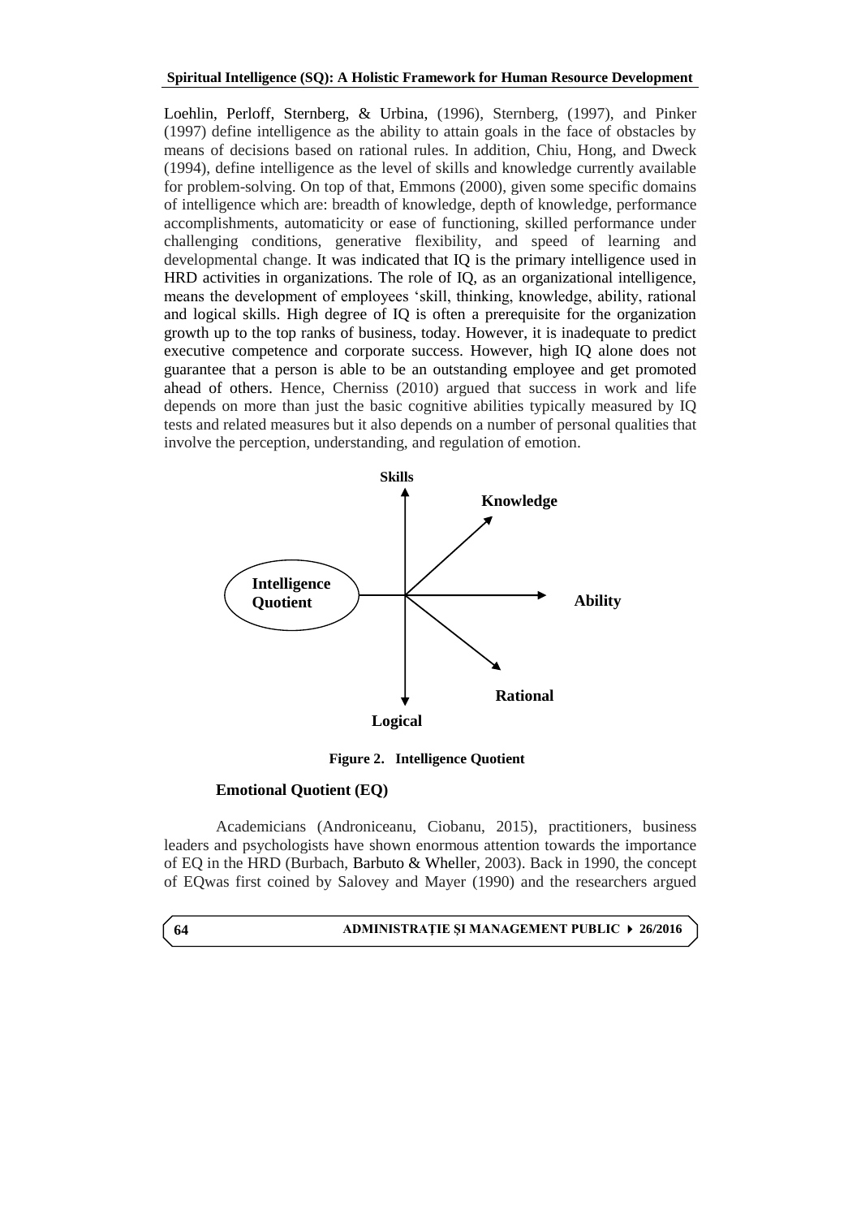Loehlin, Perloff, Sternberg, & Urbina, (1996), Sternberg, (1997), and Pinker (1997) define intelligence as the ability to attain goals in the face of obstacles by means of decisions based on rational rules. In addition, Chiu, Hong, and Dweck (1994), define intelligence as the level of skills and knowledge currently available for problem-solving. On top of that, Emmons (2000), given some specific domains of intelligence which are: breadth of knowledge, depth of knowledge, performance accomplishments, automaticity or ease of functioning, skilled performance under challenging conditions, generative flexibility, and speed of learning and developmental change. It was indicated that IQ is the primary intelligence used in HRD activities in organizations. The role of IQ, as an organizational intelligence, means the development of employees 'skill, thinking, knowledge, ability, rational and logical skills. High degree of IQ is often a prerequisite for the organization growth up to the top ranks of business, today. However, it is inadequate to predict executive competence and corporate success. However, high IQ alone does not guarantee that a person is able to be an outstanding employee and get promoted ahead of others. Hence, Cherniss (2010) argued that success in work and life depends on more than just the basic cognitive abilities typically measured by IQ tests and related measures but it also depends on a number of personal qualities that involve the perception, understanding, and regulation of emotion.

Skills

Knowledge

Intelligence Quotient

Ability

Rational

Logical

**Figure 2. Intelligence Quotient**

### Emotional Quotient (EQ)

Academicians (Androniceanu, Ciobanu, 2015), practitioners, business leaders and psychologists have shown enormous attention towards the importance of EQ in the HRD (Burbach, Barbuto & Wheller, 2003). Back in 1990, the concept of EQwas first coined by Salovey and Mayer (1990) and the researchers argued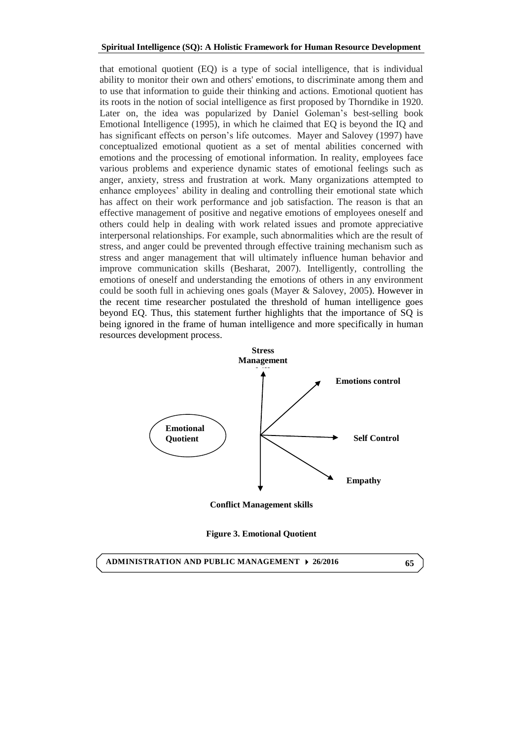that emotional quotient (EQ) is a type of social intelligence, that is individual ability to monitor their own and others' emotions, to discriminate among them and to use that information to guide their thinking and actions. Emotional quotient has its roots in the notion of social intelligence as first proposed by Thorndike in 1920. Later on, the idea was popularized by Daniel Goleman's best-selling book Emotional Intelligence (1995), in which he claimed that EQ is beyond the IQ and has significant effects on person's life outcomes. Mayer and Salovey (1997) have conceptualized emotional quotient as a set of mental abilities concerned with emotions and the processing of emotional information. In reality, employees face various problems and experience dynamic states of emotional feelings such as anger, anxiety, stress and frustration at work. Many organizations attempted to enhance employees' ability in dealing and controlling their emotional state which has affect on their work performance and job satisfaction. The reason is that an effective management of positive and negative emotions of employees oneself and others could help in dealing with work related issues and promote appreciative interpersonal relationships. For example, such abnormalities which are the result of stress, and anger could be prevented through effective training mechanism such as stress and anger management that will ultimately influence human behavior and improve communication skills (Besharat, 2007). Intelligently, controlling the emotions of oneself and understanding the emotions of others in any environment could be sooth full in achieving ones goals (Mayer & Salovey, 2005). However in the recent time researcher postulated the threshold of human intelligence goes beyond EQ. Thus, this statement further highlights that the importance of SQ is being ignored in the frame of human intelligence and more specifically in human resources development process.

**Stress Management skills**

**Emotional Quotient**

**Emotions control**

**Self Control**

**Empathy**

**Conflict Management skills**

**Figure 3. Emotional Quotient**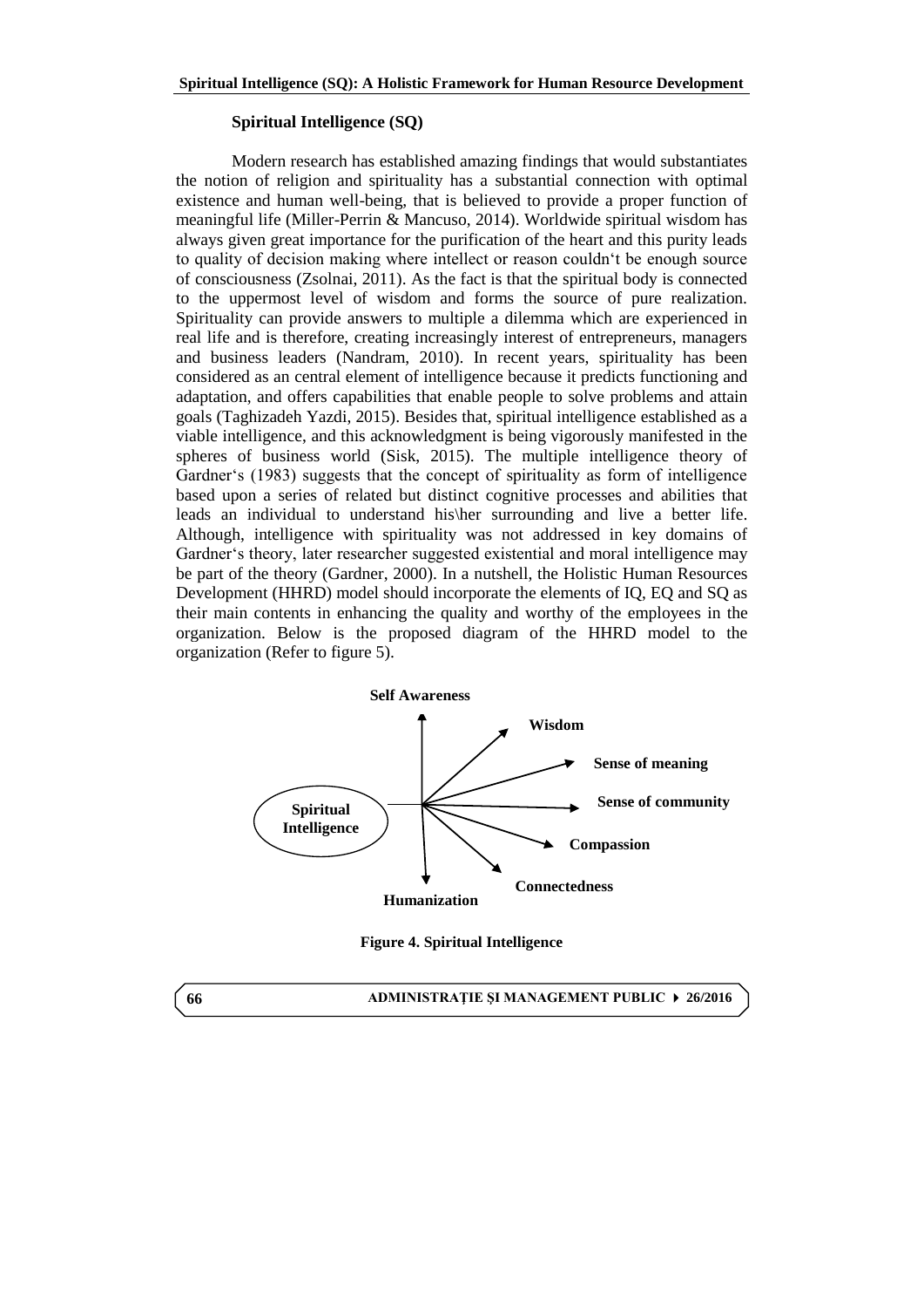### Spiritual Intelligence (SQ)

Modern research has established amazing findings that would substantiates the notion of religion and spirituality has a substantial connection with optimal existence and human well-being, that is believed to provide a proper function of meaningful life (Miller-Perrin & Mancuso, 2014). Worldwide spiritual wisdom has always given great importance for the purification of the heart and this purity leads to quality of decision making where intellect or reason couldn't be enough source of consciousness (Zsolnai, 2011). As the fact is that the spiritual body is connected to the uppermost level of wisdom and forms the source of pure realization. Spirituality can provide answers to multiple a dilemma which are experienced in real life and is therefore, creating increasingly interest of entrepreneurs, managers and business leaders (Nandram, 2010). In recent years, spirituality has been considered as an central element of intelligence because it predicts functioning and adaptation, and offers capabilities that enable people to solve problems and attain goals (Taghizadeh Yazdi, 2015). Besides that, spiritual intelligence established as a viable intelligence, and this acknowledgment is being vigorously manifested in the spheres of business world (Sisk, 2015). The multiple intelligence theory of Gardner's (1983) suggests that the concept of spirituality as form of intelligence based upon a series of related but distinct cognitive processes and abilities that leads an individual to understand his\her surrounding and live a better life. Although, intelligence with spirituality was not addressed in key domains of Gardner's theory, later researcher suggested existential and moral intelligence may be part of the theory (Gardner, 2000). In a nutshell, the Holistic Human Resources Development (HHRD) model should incorporate the elements of IQ, EQ and SQ as their main contents in enhancing the quality and worthy of the employees in the organization. Below is the proposed diagram of the HHRD model to the organization (Refer to figure 5).

Spiritual Intelligence → Self Awareness, Wisdom, Sense of meaning, Sense of community, Compassion, Connectedness, Humanization

**Figure 4. Spiritual Intelligence**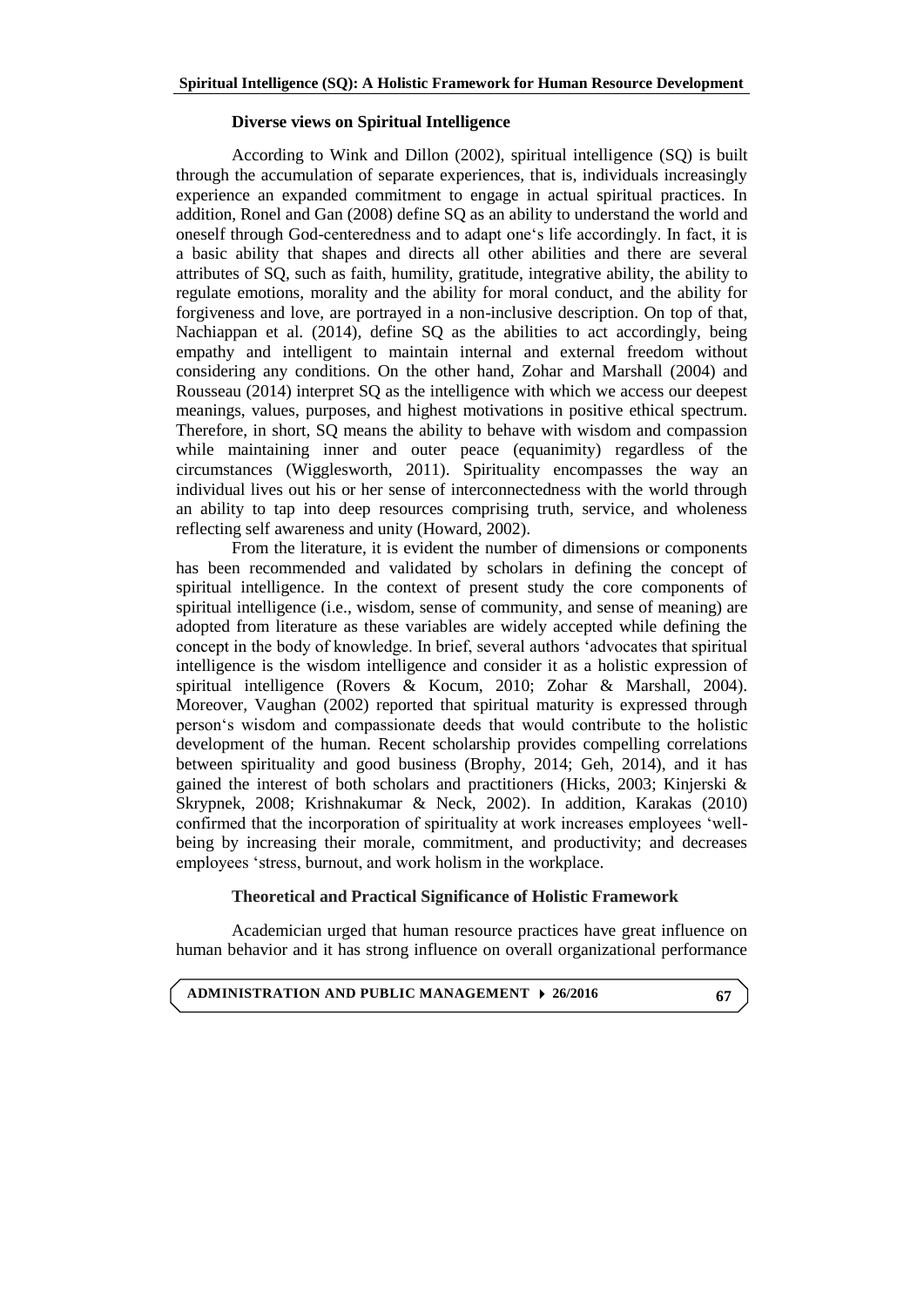### Diverse views on Spiritual Intelligence

According to Wink and Dillon (2002), spiritual intelligence (SQ) is built through the accumulation of separate experiences, that is, individuals increasingly experience an expanded commitment to engage in actual spiritual practices. In addition, Ronel and Gan (2008) define SQ as an ability to understand the world and oneself through God-centeredness and to adapt one's life accordingly. In fact, it is a basic ability that shapes and directs all other abilities and there are several attributes of SQ, such as faith, humility, gratitude, integrative ability, the ability to regulate emotions, morality and the ability for moral conduct, and the ability for forgiveness and love, are portrayed in a non-inclusive description. On top of that, Nachiappan et al. (2014), define SQ as the abilities to act accordingly, being empathy and intelligent to maintain internal and external freedom without considering any conditions. On the other hand, Zohar and Marshall (2004) and Rousseau (2014) interpret SQ as the intelligence with which we access our deepest meanings, values, purposes, and highest motivations in positive ethical spectrum. Therefore, in short, SQ means the ability to behave with wisdom and compassion while maintaining inner and outer peace (equanimity) regardless of the circumstances (Wigglesworth, 2011). Spirituality encompasses the way an individual lives out his or her sense of interconnectedness with the world through an ability to tap into deep resources comprising truth, service, and wholeness reflecting self awareness and unity (Howard, 2002).

From the literature, it is evident the number of dimensions or components has been recommended and validated by scholars in defining the concept of spiritual intelligence. In the context of present study the core components of spiritual intelligence (i.e., wisdom, sense of community, and sense of meaning) are adopted from literature as these variables are widely accepted while defining the concept in the body of knowledge. In brief, several authors 'advocates that spiritual intelligence is the wisdom intelligence and consider it as a holistic expression of spiritual intelligence (Rovers & Kocum, 2010; Zohar & Marshall, 2004). Moreover, Vaughan (2002) reported that spiritual maturity is expressed through person's wisdom and compassionate deeds that would contribute to the holistic development of the human. Recent scholarship provides compelling correlations between spirituality and good business (Brophy, 2014; Geh, 2014), and it has gained the interest of both scholars and practitioners (Hicks, 2003; Kinjerski & Skrypnek, 2008; Krishnakumar & Neck, 2002). In addition, Karakas (2010) confirmed that the incorporation of spirituality at work increases employees 'well-being by increasing their morale, commitment, and productivity; and decreases employees 'stress, burnout, and work holism in the workplace.

### Theoretical and Practical Significance of Holistic Framework

Academician urged that human resource practices have great influence on human behavior and it has strong influence on overall organizational performance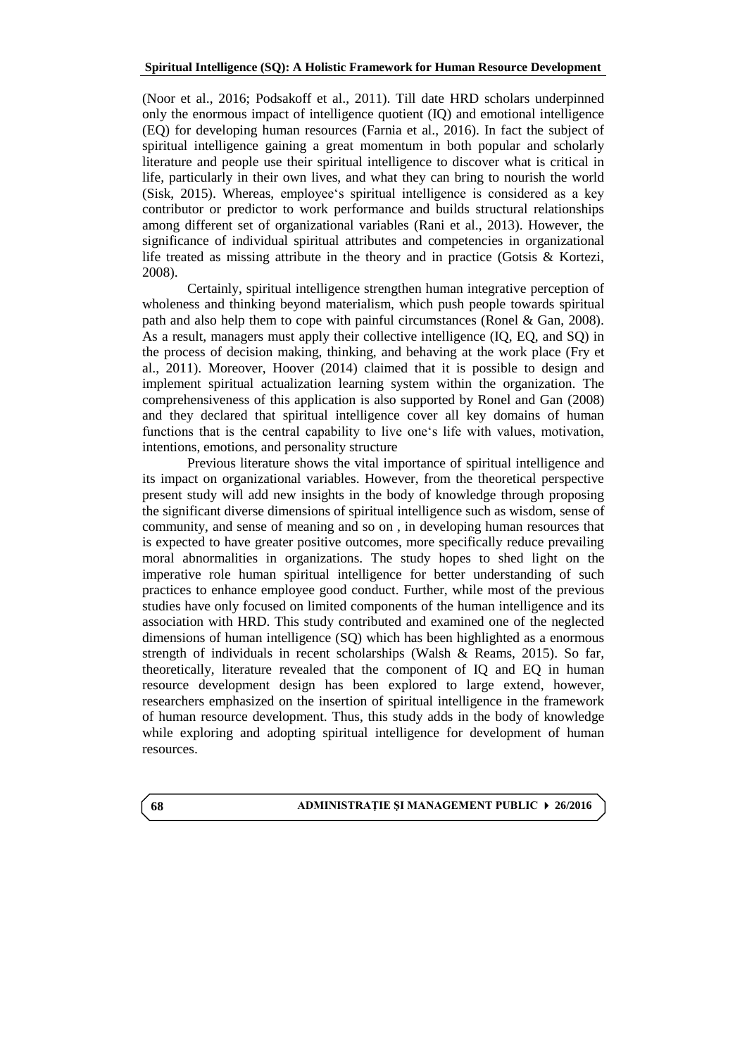(Noor et al., 2016; Podsakoff et al., 2011). Till date HRD scholars underpinned only the enormous impact of intelligence quotient (IQ) and emotional intelligence (EQ) for developing human resources (Farnia et al., 2016). In fact the subject of spiritual intelligence gaining a great momentum in both popular and scholarly literature and people use their spiritual intelligence to discover what is critical in life, particularly in their own lives, and what they can bring to nourish the world (Sisk, 2015). Whereas, employee's spiritual intelligence is considered as a key contributor or predictor to work performance and builds structural relationships among different set of organizational variables (Rani et al., 2013). However, the significance of individual spiritual attributes and competencies in organizational life treated as missing attribute in the theory and in practice (Gotsis & Kortezi, 2008).

Certainly, spiritual intelligence strengthen human integrative perception of wholeness and thinking beyond materialism, which push people towards spiritual path and also help them to cope with painful circumstances (Ronel & Gan, 2008). As a result, managers must apply their collective intelligence (IQ, EQ, and SQ) in the process of decision making, thinking, and behaving at the work place (Fry et al., 2011). Moreover, Hoover (2014) claimed that it is possible to design and implement spiritual actualization learning system within the organization. The comprehensiveness of this application is also supported by Ronel and Gan (2008) and they declared that spiritual intelligence cover all key domains of human functions that is the central capability to live one's life with values, motivation, intentions, emotions, and personality structure

Previous literature shows the vital importance of spiritual intelligence and its impact on organizational variables. However, from the theoretical perspective present study will add new insights in the body of knowledge through proposing the significant diverse dimensions of spiritual intelligence such as wisdom, sense of community, and sense of meaning and so on , in developing human resources that is expected to have greater positive outcomes, more specifically reduce prevailing moral abnormalities in organizations. The study hopes to shed light on the imperative role human spiritual intelligence for better understanding of such practices to enhance employee good conduct. Further, while most of the previous studies have only focused on limited components of the human intelligence and its association with HRD. This study contributed and examined one of the neglected dimensions of human intelligence (SQ) which has been highlighted as a enormous strength of individuals in recent scholarships (Walsh & Reams, 2015). So far, theoretically, literature revealed that the component of IQ and EQ in human resource development design has been explored to large extend, however, researchers emphasized on the insertion of spiritual intelligence in the framework of human resource development. Thus, this study adds in the body of knowledge while exploring and adopting spiritual intelligence for development of human resources.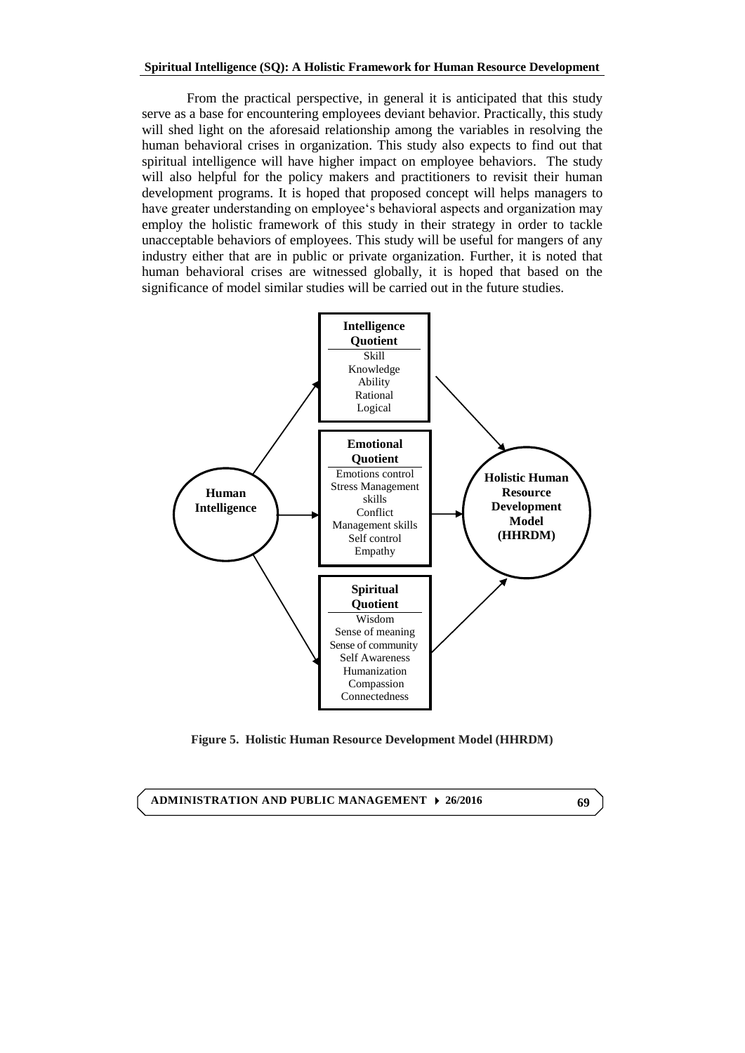From the practical perspective, in general it is anticipated that this study serve as a base for encountering employees deviant behavior. Practically, this study will shed light on the aforesaid relationship among the variables in resolving the human behavioral crises in organization. This study also expects to find out that spiritual intelligence will have higher impact on employee behaviors. The study will also helpful for the policy makers and practitioners to revisit their human development programs. It is hoped that proposed concept will helps managers to have greater understanding on employee's behavioral aspects and organization may employ the holistic framework of this study in their strategy in order to tackle unacceptable behaviors of employees. This study will be useful for mangers of any industry either that are in public or private organization. Further, it is noted that human behavioral crises are witnessed globally, it is hoped that based on the significance of model similar studies will be carried out in the future studies.

**Human Intelligence**

**Intelligence Quotient**
Skill
Knowledge
Ability
Rational
Logical

**Emotional Quotient**
Emotions control
Stress Management skills
Conflict Management skills
Self control
Empathy

**Spiritual Quotient**
Wisdom
Sense of meaning
Sense of community
Self Awareness
Humanization
Compassion
Connectedness

**Holistic Human Resource Development Model (HHRDM)**

**Figure 5. Holistic Human Resource Development Model (HHRDM)**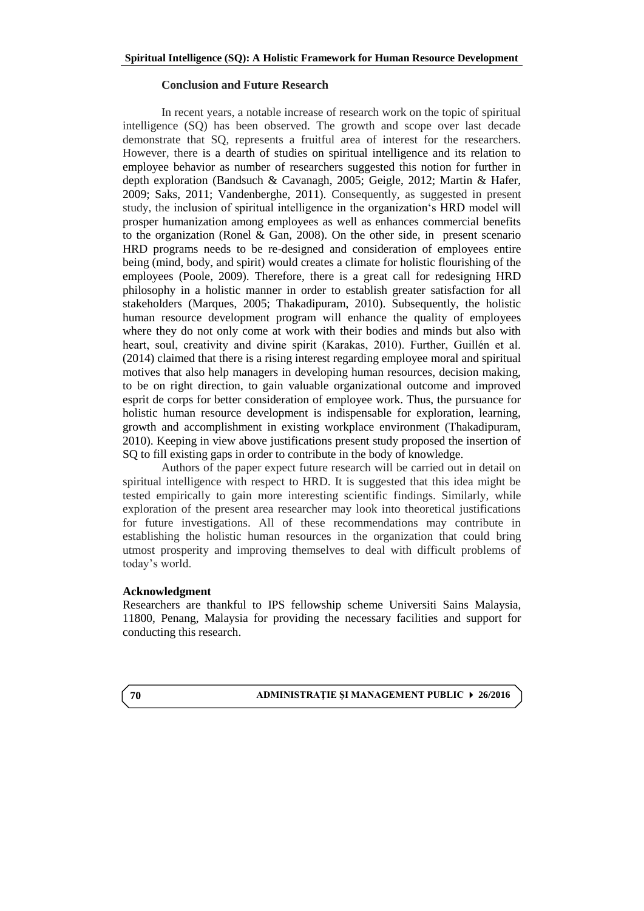## Conclusion and Future Research

In recent years, a notable increase of research work on the topic of spiritual intelligence (SQ) has been observed. The growth and scope over last decade demonstrate that SQ, represents a fruitful area of interest for the researchers. However, there is a dearth of studies on spiritual intelligence and its relation to employee behavior as number of researchers suggested this notion for further in depth exploration (Bandsuch & Cavanagh, 2005; Geigle, 2012; Martin & Hafer, 2009; Saks, 2011; Vandenberghe, 2011). Consequently, as suggested in present study, the inclusion of spiritual intelligence in the organization's HRD model will prosper humanization among employees as well as enhances commercial benefits to the organization (Ronel & Gan, 2008). On the other side, in present scenario HRD programs needs to be re-designed and consideration of employees entire being (mind, body, and spirit) would creates a climate for holistic flourishing of the employees (Poole, 2009). Therefore, there is a great call for redesigning HRD philosophy in a holistic manner in order to establish greater satisfaction for all stakeholders (Marques, 2005; Thakadipuram, 2010). Subsequently, the holistic human resource development program will enhance the quality of employees where they do not only come at work with their bodies and minds but also with heart, soul, creativity and divine spirit (Karakas, 2010). Further, Guillén et al. (2014) claimed that there is a rising interest regarding employee moral and spiritual motives that also help managers in developing human resources, decision making, to be on right direction, to gain valuable organizational outcome and improved esprit de corps for better consideration of employee work. Thus, the pursuance for holistic human resource development is indispensable for exploration, learning, growth and accomplishment in existing workplace environment (Thakadipuram, 2010). Keeping in view above justifications present study proposed the insertion of SQ to fill existing gaps in order to contribute in the body of knowledge.

Authors of the paper expect future research will be carried out in detail on spiritual intelligence with respect to HRD. It is suggested that this idea might be tested empirically to gain more interesting scientific findings. Similarly, while exploration of the present area researcher may look into theoretical justifications for future investigations. All of these recommendations may contribute in establishing the holistic human resources in the organization that could bring utmost prosperity and improving themselves to deal with difficult problems of today's world.

## Acknowledgment

Researchers are thankful to IPS fellowship scheme Universiti Sains Malaysia, 11800, Penang, Malaysia for providing the necessary facilities and support for conducting this research.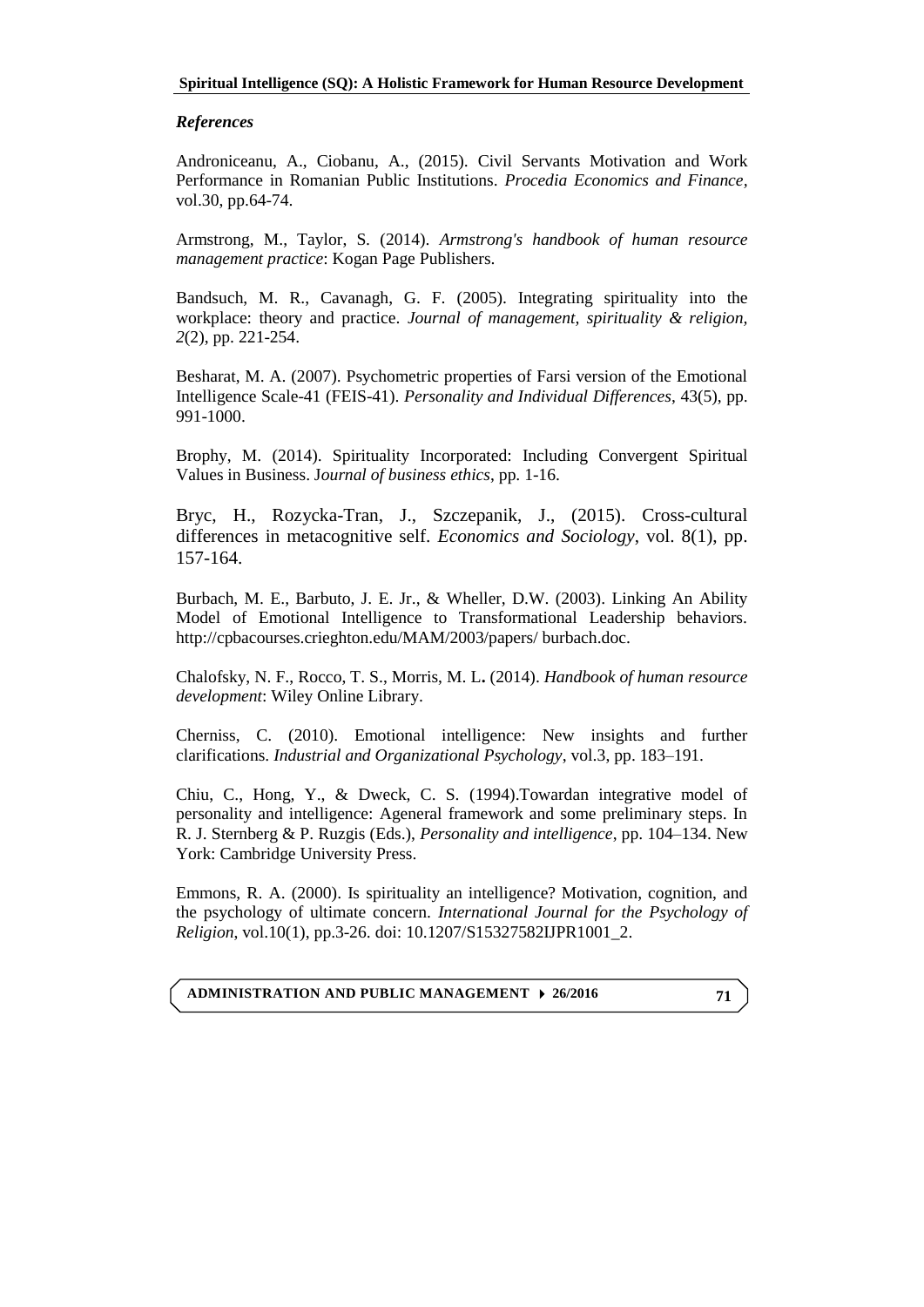*References*

Androniceanu, A., Ciobanu, A., (2015). Civil Servants Motivation and Work Performance in Romanian Public Institutions. *Procedia Economics and Finance*, vol.30, pp.64-74.

Armstrong, M., Taylor, S. (2014). *Armstrong's handbook of human resource management practice*: Kogan Page Publishers.

Bandsuch, M. R., Cavanagh, G. F. (2005). Integrating spirituality into the workplace: theory and practice. *Journal of management, spirituality & religion, 2*(2), pp. 221-254.

Besharat, M. A. (2007). Psychometric properties of Farsi version of the Emotional Intelligence Scale-41 (FEIS-41). *Personality and Individual Differences*, 43(5), pp. 991-1000.

Brophy, M. (2014). Spirituality Incorporated: Including Convergent Spiritual Values in Business. J*ournal of business ethics*, pp. 1-16.

Bryc, H., Rozycka-Tran, J., Szczepanik, J., (2015). Cross-cultural differences in metacognitive self. *Economics and Sociology*, vol. 8(1), pp. 157-164.

Burbach, M. E., Barbuto, J. E. Jr., & Wheller, D.W. (2003). Linking An Ability Model of Emotional Intelligence to Transformational Leadership behaviors. http://cpbacourses.crieghton.edu/MAM/2003/papers/ burbach.doc.

Chalofsky, N. F., Rocco, T. S., Morris, M. L**.** (2014). *Handbook of human resource development*: Wiley Online Library.

Cherniss, C. (2010). Emotional intelligence: New insights and further clarifications. *Industrial and Organizational Psychology*, vol.3, pp. 183–191.

Chiu, C., Hong, Y., & Dweck, C. S. (1994).Towardan integrative model of personality and intelligence: Ageneral framework and some preliminary steps. In R. J. Sternberg & P. Ruzgis (Eds.), *Personality and intelligence*, pp. 104–134. New York: Cambridge University Press.

Emmons, R. A. (2000). Is spirituality an intelligence? Motivation, cognition, and the psychology of ultimate concern. *International Journal for the Psychology of Religion*, vol.10(1), pp.3-26. doi: 10.1207/S15327582IJPR1001_2.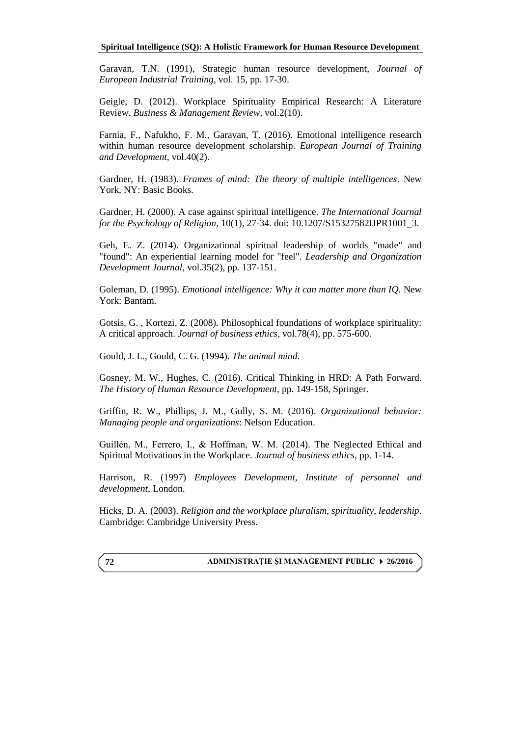Garavan, T.N. (1991), Strategic human resource development, *Journal of European Industrial Training*, vol. 15, pp. 17-30.

Geigle, D. (2012). Workplace Spirituality Empirical Research: A Literature Review. *Business & Management Review*, vol.2(10).

Farnia, F., Nafukho, F. M., Garavan, T. (2016). Emotional intelligence research within human resource development scholarship. *European Journal of Training and Development*, vol.40(2).

Gardner, H. (1983). *Frames of mind: The theory of multiple intelligences*. New York, NY: Basic Books.

Gardner, H. (2000). A case against spiritual intelligence. *The International Journal for the Psychology of Religion*, 10(1), 27-34. doi: 10.1207/S15327582IJPR1001_3.

Geh, E. Z. (2014). Organizational spiritual leadership of worlds "made" and "found": An experiential learning model for "feel". *Leadership and Organization Development Journal*, vol.35(2), pp. 137-151.

Goleman, D. (1995). *Emotional intelligence: Why it can matter more than IQ.* New York: Bantam.

Gotsis, G. , Kortezi, Z. (2008). Philosophical foundations of workplace spirituality: A critical approach. *Journal of business ethics*, vol.78(4), pp. 575-600.

Gould, J. L., Gould, C. G. (1994). *The animal mind*.

Gosney, M. W., Hughes, C. (2016). Critical Thinking in HRD: A Path Forward. *The History of Human Resource Development*, pp. 149-158, Springer.

Griffin, R. W., Phillips, J. M., Gully, S. M. (2016). *Organizational behavior: Managing people and organizations*: Nelson Education.

Guillén, M., Ferrero, I., & Hoffman, W. M. (2014). The Neglected Ethical and Spiritual Motivations in the Workplace. *Journal of business ethics*, pp. 1-14.

Harrison, R. (1997) *Employees Development*, *Institute of personnel and development*, London.

Hicks, D. A. (2003). *Religion and the workplace pluralism, spirituality, leadership*. Cambridge: Cambridge University Press.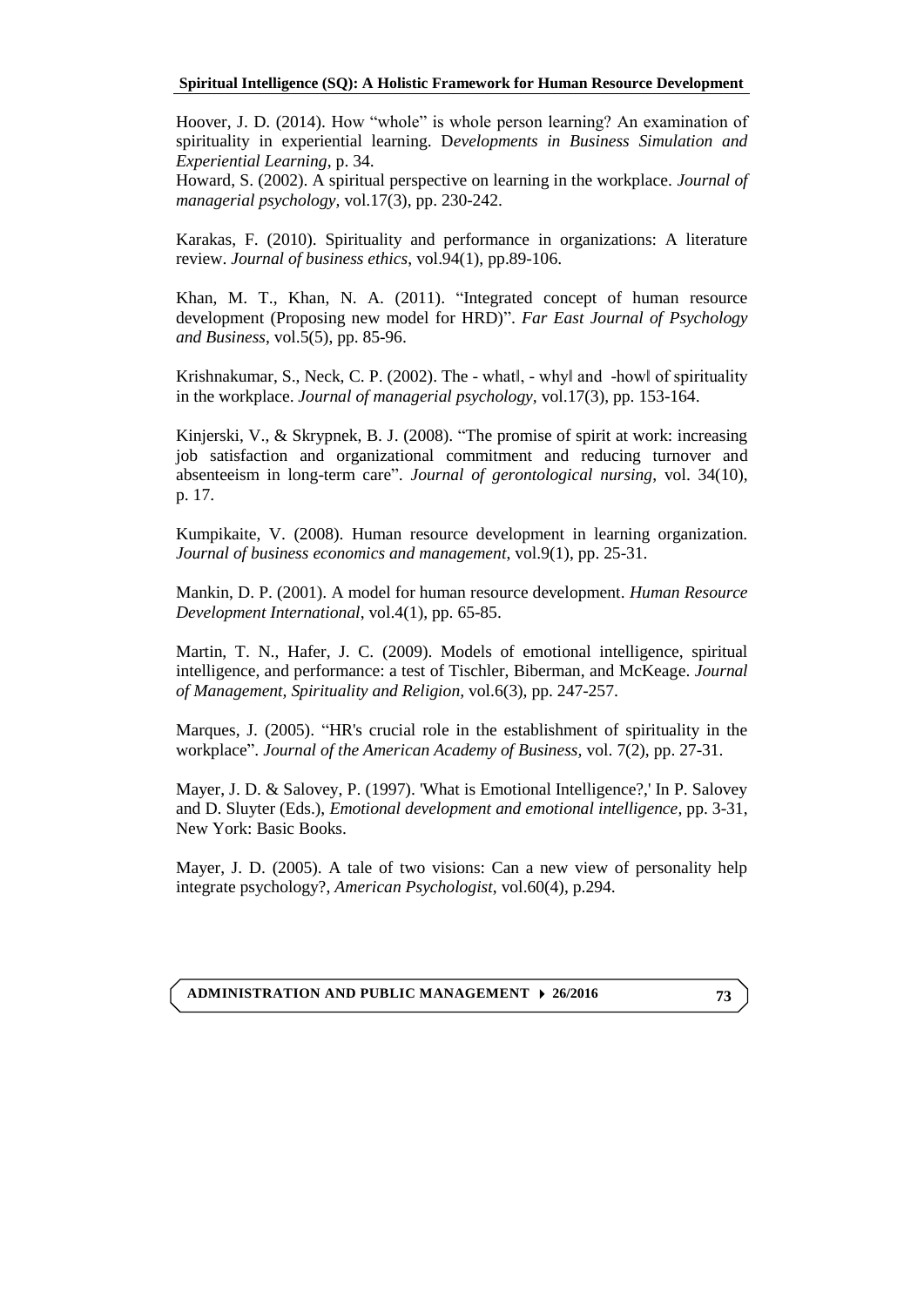Hoover, J. D. (2014). How "whole" is whole person learning? An examination of spirituality in experiential learning. D*evelopments in Business Simulation and Experiential Learning*, p. 34.

Howard, S. (2002). A spiritual perspective on learning in the workplace. *Journal of managerial psychology*, vol.17(3), pp. 230-242.

Karakas, F. (2010). Spirituality and performance in organizations: A literature review. *Journal of business ethics*, vol.94(1), pp.89-106.

Khan, M. T., Khan, N. A. (2011). "Integrated concept of human resource development (Proposing new model for HRD)". *Far East Journal of Psychology and Business*, vol.5(5), pp. 85-96.

Krishnakumar, S., Neck, C. P. (2002). The - what‖, - why‖ and -how‖ of spirituality in the workplace. *Journal of managerial psychology*, vol.17(3), pp. 153-164.

Kinjerski, V., & Skrypnek, B. J. (2008). "The promise of spirit at work: increasing job satisfaction and organizational commitment and reducing turnover and absenteeism in long-term care". *Journal of gerontological nursing*, vol. 34(10), p. 17.

Kumpikaite, V. (2008). Human resource development in learning organization. *Journal of business economics and management*, vol.9(1), pp. 25-31.

Mankin, D. P. (2001). A model for human resource development. *Human Resource Development International*, vol.4(1), pp. 65-85.

Martin, T. N., Hafer, J. C. (2009). Models of emotional intelligence, spiritual intelligence, and performance: a test of Tischler, Biberman, and McKeage. *Journal of Management, Spirituality and Religion*, vol.6(3), pp. 247-257.

Marques, J. (2005). "HR's crucial role in the establishment of spirituality in the workplace". *Journal of the American Academy of Business*, vol. 7(2), pp. 27-31.

Mayer, J. D. & Salovey, P. (1997). 'What is Emotional Intelligence?,' In P. Salovey and D. Sluyter (Eds.), *Emotional development and emotional intelligence*, pp. 3-31, New York: Basic Books.

Mayer, J. D. (2005). A tale of two visions: Can a new view of personality help integrate psychology?, *American Psychologist*, vol.60(4), p.294.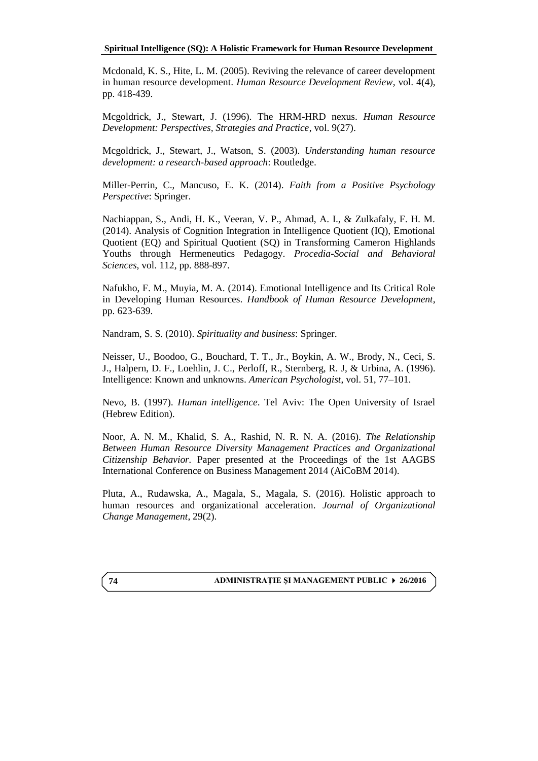Mcdonald, K. S., Hite, L. M. (2005). Reviving the relevance of career development in human resource development. *Human Resource Development Review*, vol. 4(4), pp. 418-439.

Mcgoldrick, J., Stewart, J. (1996). The HRM-HRD nexus. *Human Resource Development: Perspectives, Strategies and Practice*, vol. 9(27).

Mcgoldrick, J., Stewart, J., Watson, S. (2003). *Understanding human resource development: a research-based approach*: Routledge.

Miller-Perrin, C., Mancuso, E. K. (2014). *Faith from a Positive Psychology Perspective*: Springer.

Nachiappan, S., Andi, H. K., Veeran, V. P., Ahmad, A. I., & Zulkafaly, F. H. M. (2014). Analysis of Cognition Integration in Intelligence Quotient (IQ), Emotional Quotient (EQ) and Spiritual Quotient (SQ) in Transforming Cameron Highlands Youths through Hermeneutics Pedagogy. *Procedia-Social and Behavioral Sciences*, vol. 112, pp. 888-897.

Nafukho, F. M., Muyia, M. A. (2014). Emotional Intelligence and Its Critical Role in Developing Human Resources. *Handbook of Human Resource Development*, pp. 623-639.

Nandram, S. S. (2010). *Spirituality and business*: Springer.

Neisser, U., Boodoo, G., Bouchard, T. T., Jr., Boykin, A. W., Brody, N., Ceci, S. J., Halpern, D. F., Loehlin, J. C., Perloff, R., Sternberg, R. J, & Urbina, A. (1996). Intelligence: Known and unknowns. *American Psychologist*, vol. 51, 77–101.

Nevo, B. (1997). *Human intelligence*. Tel Aviv: The Open University of Israel (Hebrew Edition).

Noor, A. N. M., Khalid, S. A., Rashid, N. R. N. A. (2016). *The Relationship Between Human Resource Diversity Management Practices and Organizational Citizenship Behavior.* Paper presented at the Proceedings of the 1st AAGBS International Conference on Business Management 2014 (AiCoBM 2014).

Pluta, A., Rudawska, A., Magala, S., Magala, S. (2016). Holistic approach to human resources and organizational acceleration. *Journal of Organizational Change Management*, 29(2).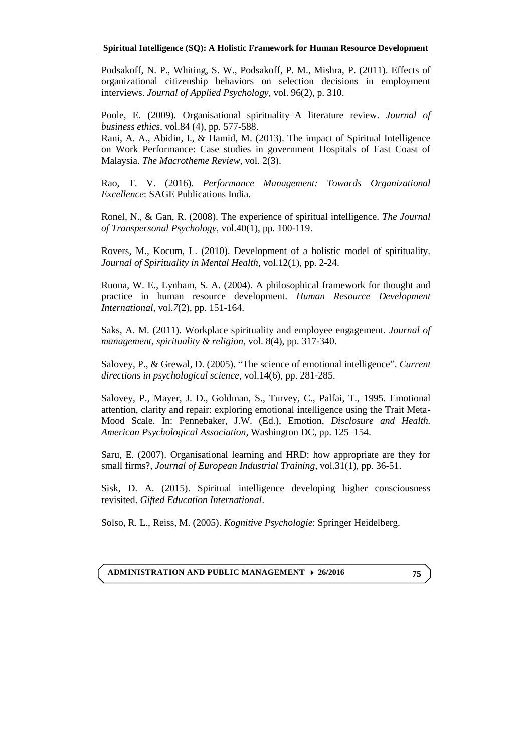Podsakoff, N. P., Whiting, S. W., Podsakoff, P. M., Mishra, P. (2011). Effects of organizational citizenship behaviors on selection decisions in employment interviews. *Journal of Applied Psychology,* vol. 96(2), p. 310.

Poole, E. (2009). Organisational spirituality–A literature review. *Journal of business ethics,* vol.84 (4), pp. 577-588.

Rani, A. A., Abidin, I., & Hamid, M. (2013). The impact of Spiritual Intelligence on Work Performance: Case studies in government Hospitals of East Coast of Malaysia. *The Macrotheme Review,* vol. 2(3).

Rao, T. V. (2016). *Performance Management: Towards Organizational Excellence*: SAGE Publications India.

Ronel, N., & Gan, R. (2008). The experience of spiritual intelligence. *The Journal of Transpersonal Psychology,* vol.40(1), pp. 100-119.

Rovers, M., Kocum, L. (2010). Development of a holistic model of spirituality. *Journal of Spirituality in Mental Health,* vol.12(1), pp. 2-24.

Ruona, W. E., Lynham, S. A. (2004). A philosophical framework for thought and practice in human resource development. *Human Resource Development International*, vol.*7*(2), pp. 151-164.

Saks, A. M. (2011). Workplace spirituality and employee engagement. *Journal of management, spirituality & religion*, vol. 8(4), pp. 317-340.

Salovey, P., & Grewal, D. (2005). "The science of emotional intelligence". *Current directions in psychological science,* vol.14(6), pp. 281-285.

Salovey, P., Mayer, J. D., Goldman, S., Turvey, C., Palfai, T., 1995. Emotional attention, clarity and repair: exploring emotional intelligence using the Trait Meta-Mood Scale. In: Pennebaker, J.W. (Ed.), Emotion, *Disclosure and Health. American Psychological Association,* Washington DC, pp. 125–154.

Saru, E. (2007). Organisational learning and HRD: how appropriate are they for small firms?, *Journal of European Industrial Training*, vol.31(1), pp. 36-51.

Sisk, D. A. (2015). Spiritual intelligence developing higher consciousness revisited. *Gifted Education International*.

Solso, R. L., Reiss, M. (2005). *Kognitive Psychologie*: Springer Heidelberg.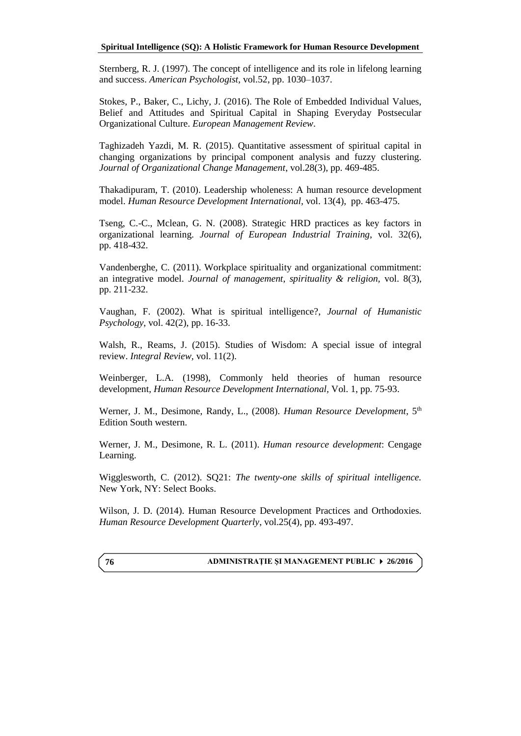Sternberg, R. J. (1997). The concept of intelligence and its role in lifelong learning and success. *American Psychologist*, vol.52, pp. 1030–1037.

Stokes, P., Baker, C., Lichy, J. (2016). The Role of Embedded Individual Values, Belief and Attitudes and Spiritual Capital in Shaping Everyday Postsecular Organizational Culture. *European Management Review*.

Taghizadeh Yazdi, M. R. (2015). Quantitative assessment of spiritual capital in changing organizations by principal component analysis and fuzzy clustering. *Journal of Organizational Change Management*, vol.28(3), pp. 469-485.

Thakadipuram, T. (2010). Leadership wholeness: A human resource development model. *Human Resource Development International*, vol. 13(4), pp. 463-475.

Tseng, C.-C., Mclean, G. N. (2008). Strategic HRD practices as key factors in organizational learning. *Journal of European Industrial Training*, vol. 32(6), pp. 418-432.

Vandenberghe, C. (2011). Workplace spirituality and organizational commitment: an integrative model. *Journal of management, spirituality & religion*, vol. 8(3), pp. 211-232.

Vaughan, F. (2002). What is spiritual intelligence?, *Journal of Humanistic Psychology*, vol. 42(2), pp. 16-33.

Walsh, R., Reams, J. (2015). Studies of Wisdom: A special issue of integral review. *Integral Review*, vol. 11(2).

Weinberger, L.A. (1998), Commonly held theories of human resource development, *Human Resource Development International*, Vol. 1, pp. 75-93.

Werner, J. M., Desimone, Randy, L., (2008). *Human Resource Development*, 5th Edition South western.

Werner, J. M., Desimone, R. L. (2011). *Human resource development*: Cengage Learning.

Wigglesworth, C. (2012). SQ21: *The twenty-one skills of spiritual intelligence.* New York, NY: Select Books.

Wilson, J. D. (2014). Human Resource Development Practices and Orthodoxies. *Human Resource Development Quarterly*, vol.25(4), pp. 493-497.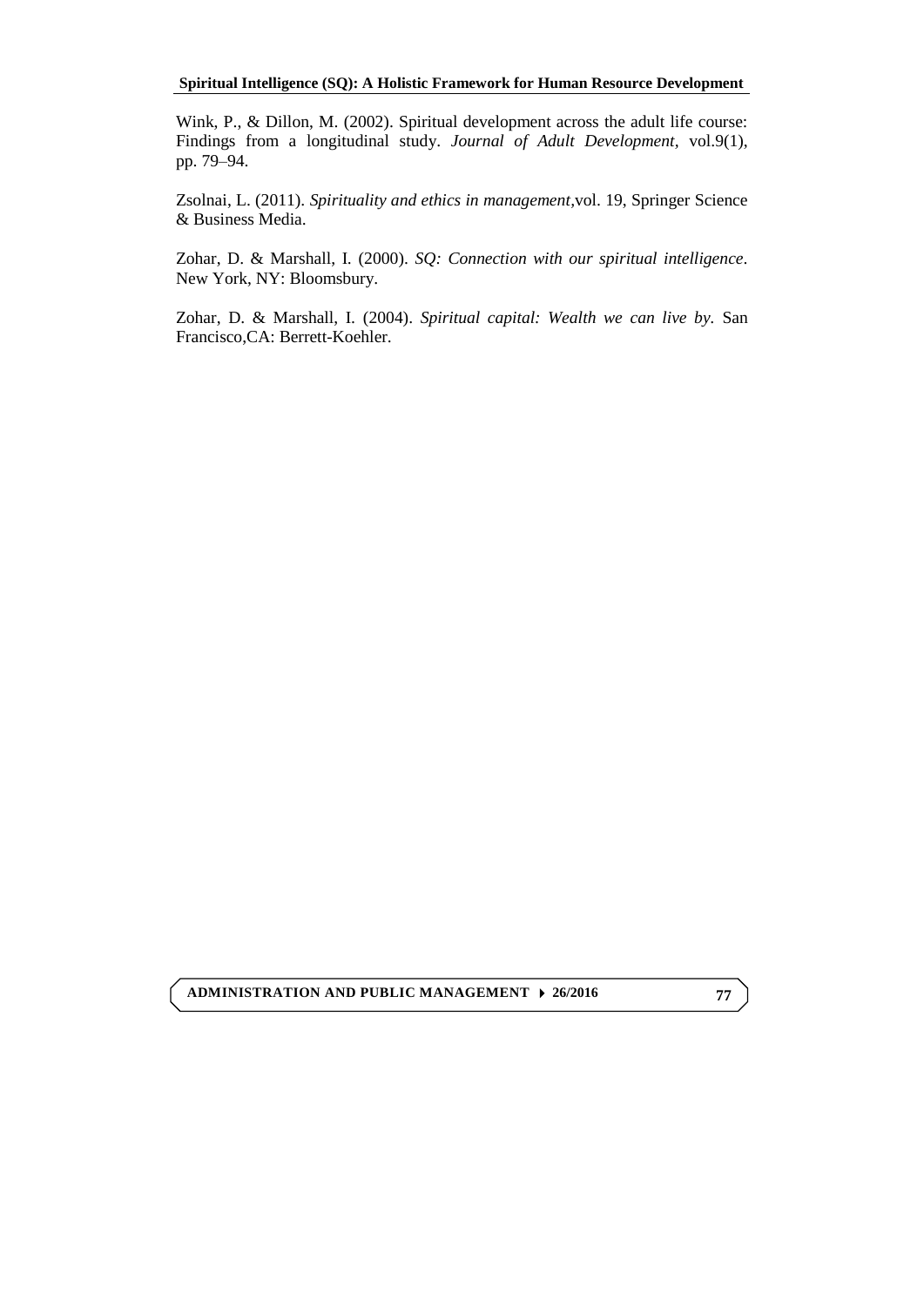Wink, P., & Dillon, M. (2002). Spiritual development across the adult life course: Findings from a longitudinal study. *Journal of Adult Development*, vol.9(1), pp. 79–94.

Zsolnai, L. (2011). *Spirituality and ethics in management*,vol. 19, Springer Science & Business Media.

Zohar, D. & Marshall, I. (2000). *SQ: Connection with our spiritual intelligence*. New York, NY: Bloomsbury.

Zohar, D. & Marshall, I. (2004). *Spiritual capital: Wealth we can live by*. San Francisco,CA: Berrett-Koehler.